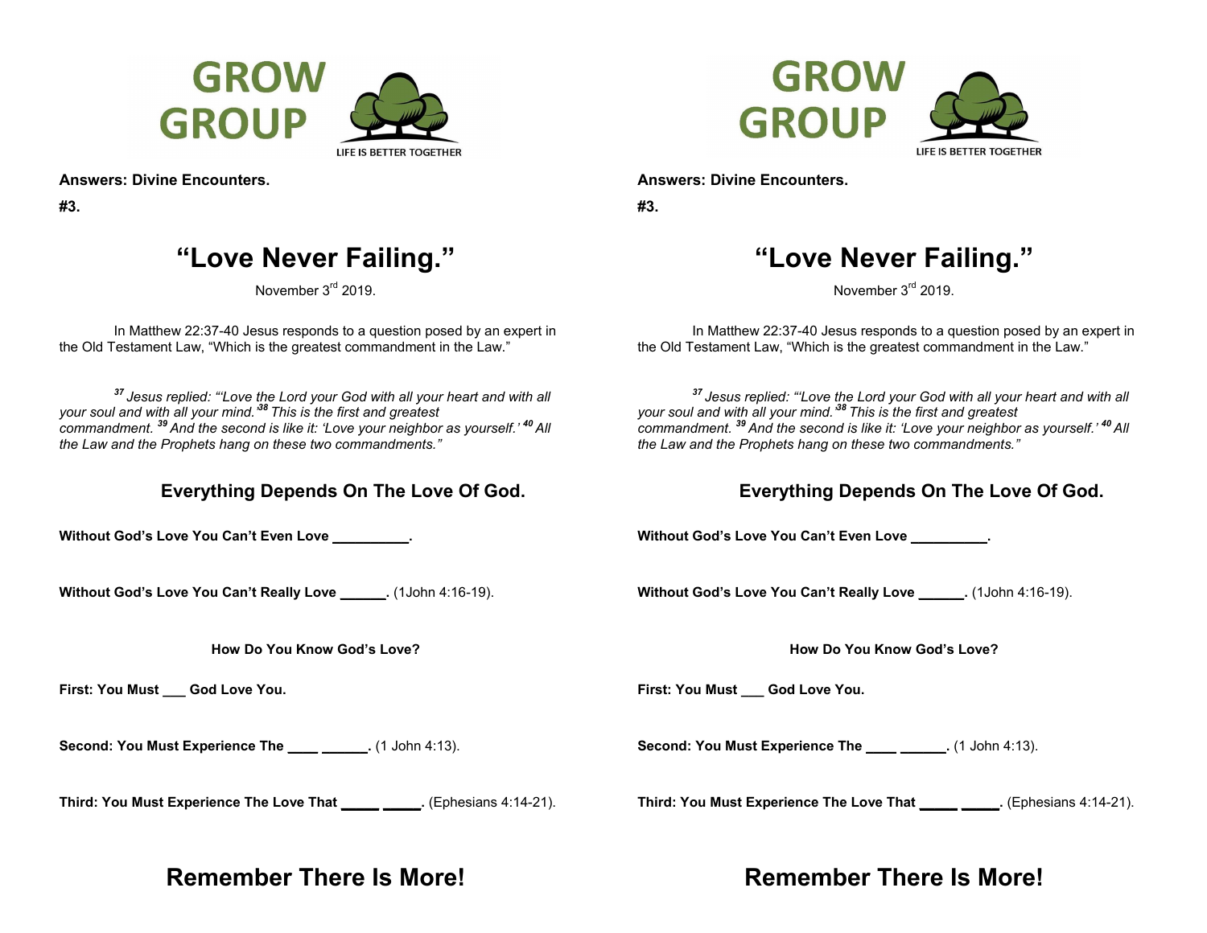GROW GROUP

LIFE IS BETTER TOGETHER

**Answers: Divine Encounters.**

**#3.**

# "Love Never Failing."

November 3rd 2019.

In Matthew 22:37-40 Jesus responds to a question posed by an expert in the Old Testament Law, "Which is the greatest commandment in the Law."

*[37] Jesus replied: "'Love the Lord your God with all your heart and with all your soul and with all your mind.' [38] This is the first and greatest commandment. [39] And the second is like it: 'Love your neighbor as yourself.' [40] All the Law and the Prophets hang on these two commandments."*

## Everything Depends On The Love Of God.

**Without God's Love You Can't Even Love _________.**

**Without God's Love You Can't Really Love ______.** (1John 4:16-19).

**How Do You Know God's Love?**

**First: You Must ___ God Love You.**

**Second: You Must Experience The ____ ______.** (1 John 4:13).

**Third: You Must Experience The Love That _____ _____.** (Ephesians 4:14-21).

# Remember There Is More!

GROW GROUP

LIFE IS BETTER TOGETHER

**Answers: Divine Encounters.**

**#3.**

# "Love Never Failing."

November 3rd 2019.

In Matthew 22:37-40 Jesus responds to a question posed by an expert in the Old Testament Law, "Which is the greatest commandment in the Law."

*[37] Jesus replied: "'Love the Lord your God with all your heart and with all your soul and with all your mind.' [38] This is the first and greatest commandment. [39] And the second is like it: 'Love your neighbor as yourself.' [40] All the Law and the Prophets hang on these two commandments."*

## Everything Depends On The Love Of God.

**Without God's Love You Can't Even Love _________.**

**Without God's Love You Can't Really Love ______.** (1John 4:16-19).

**How Do You Know God's Love?**

**First: You Must ___ God Love You.**

**Second: You Must Experience The ____ ______.** (1 John 4:13).

**Third: You Must Experience The Love That _____ _____.** (Ephesians 4:14-21).

# Remember There Is More!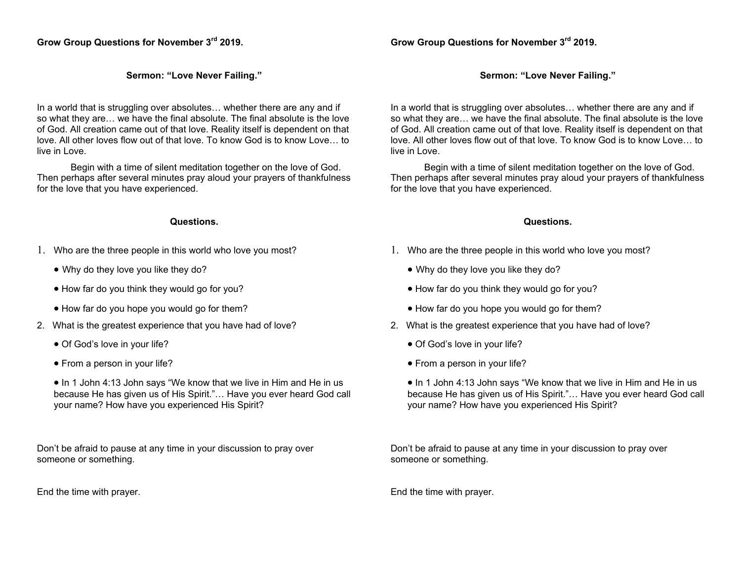**Grow Group Questions for November 3rd 2019.**

### Sermon: "Love Never Failing."

In a world that is struggling over absolutes… whether there are any and if so what they are… we have the final absolute. The final absolute is the love of God. All creation came out of that love. Reality itself is dependent on that love. All other loves flow out of that love. To know God is to know Love… to live in Love.

Begin with a time of silent meditation together on the love of God. Then perhaps after several minutes pray aloud your prayers of thankfulness for the love that you have experienced.

### Questions.

1. Who are the three people in this world who love you most?
   - Why do they love you like they do?
   - How far do you think they would go for you?
   - How far do you hope you would go for them?
2. What is the greatest experience that you have had of love?
   - Of God's love in your life?
   - From a person in your life?
   - In 1 John 4:13 John says "We know that we live in Him and He in us because He has given us of His Spirit."… Have you ever heard God call your name? How have you experienced His Spirit?

Don't be afraid to pause at any time in your discussion to pray over someone or something.

End the time with prayer.

**Grow Group Questions for November 3rd 2019.**

### Sermon: "Love Never Failing."

In a world that is struggling over absolutes… whether there are any and if so what they are… we have the final absolute. The final absolute is the love of God. All creation came out of that love. Reality itself is dependent on that love. All other loves flow out of that love. To know God is to know Love… to live in Love.

Begin with a time of silent meditation together on the love of God. Then perhaps after several minutes pray aloud your prayers of thankfulness for the love that you have experienced.

### Questions.

1. Who are the three people in this world who love you most?
   - Why do they love you like they do?
   - How far do you think they would go for you?
   - How far do you hope you would go for them?
2. What is the greatest experience that you have had of love?
   - Of God's love in your life?
   - From a person in your life?
   - In 1 John 4:13 John says "We know that we live in Him and He in us because He has given us of His Spirit."… Have you ever heard God call your name? How have you experienced His Spirit?

Don't be afraid to pause at any time in your discussion to pray over someone or something.

End the time with prayer.